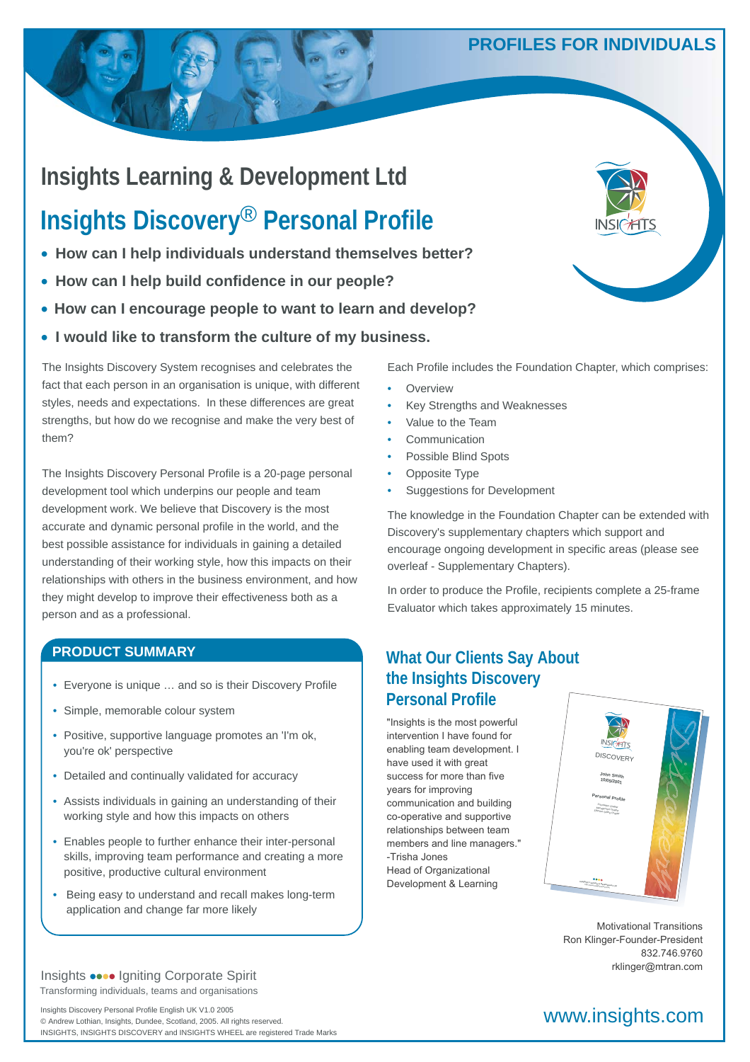PROFILES FOR INDIVIDUALS

# Insights Learning & Development Ltd

## Insights Discovery® Personal Profile

- **How can I help individuals understand themselves better?**
- **How can I help build confidence in our people?**
- **How can I encourage people to want to learn and develop?**
- **I would like to transform the culture of my business.**

The Insights Discovery System recognises and celebrates the fact that each person in an organisation is unique, with different styles, needs and expectations. In these differences are great strengths, but how do we recognise and make the very best of them?

The Insights Discovery Personal Profile is a 20-page personal development tool which underpins our people and team development work. We believe that Discovery is the most accurate and dynamic personal profile in the world, and the best possible assistance for individuals in gaining a detailed understanding of their working style, how this impacts on their relationships with others in the business environment, and how they might develop to improve their effectiveness both as a person and as a professional.

Each Profile includes the Foundation Chapter, which comprises:

- Overview
- Key Strengths and Weaknesses
- Value to the Team
- Communication
- Possible Blind Spots
- Opposite Type
- Suggestions for Development

The knowledge in the Foundation Chapter can be extended with Discovery's supplementary chapters which support and encourage ongoing development in specific areas (please see overleaf - Supplementary Chapters).

In order to produce the Profile, recipients complete a 25-frame Evaluator which takes approximately 15 minutes.

### PRODUCT SUMMARY

- Everyone is unique … and so is their Discovery Profile
- Simple, memorable colour system
- Positive, supportive language promotes an 'I'm ok, you're ok' perspective
- Detailed and continually validated for accuracy
- Assists individuals in gaining an understanding of their working style and how this impacts on others
- Enables people to further enhance their inter-personal skills, improving team performance and creating a more positive, productive cultural environment
- Being easy to understand and recall makes long-term application and change far more likely

### What Our Clients Say About the Insights Discovery Personal Profile

"Insights is the most powerful intervention I have found for enabling team development. I have used it with great success for more than five years for improving communication and building co-operative and supportive relationships between team members and line managers."
-Trisha Jones
Head of Organizational Development & Learning

Motivational Transitions
Ron Klinger-Founder-President
832.746.9760
rklinger@mtran.com

Insights ●●●● Igniting Corporate Spirit
Transforming individuals, teams and organisations

Insights Discovery Personal Profile English UK V1.0 2005
© Andrew Lothian, Insights, Dundee, Scotland, 2005. All rights reserved.
INSIGHTS, INSIGHTS DISCOVERY and INSIGHTS WHEEL are registered Trade Marks

www.insights.com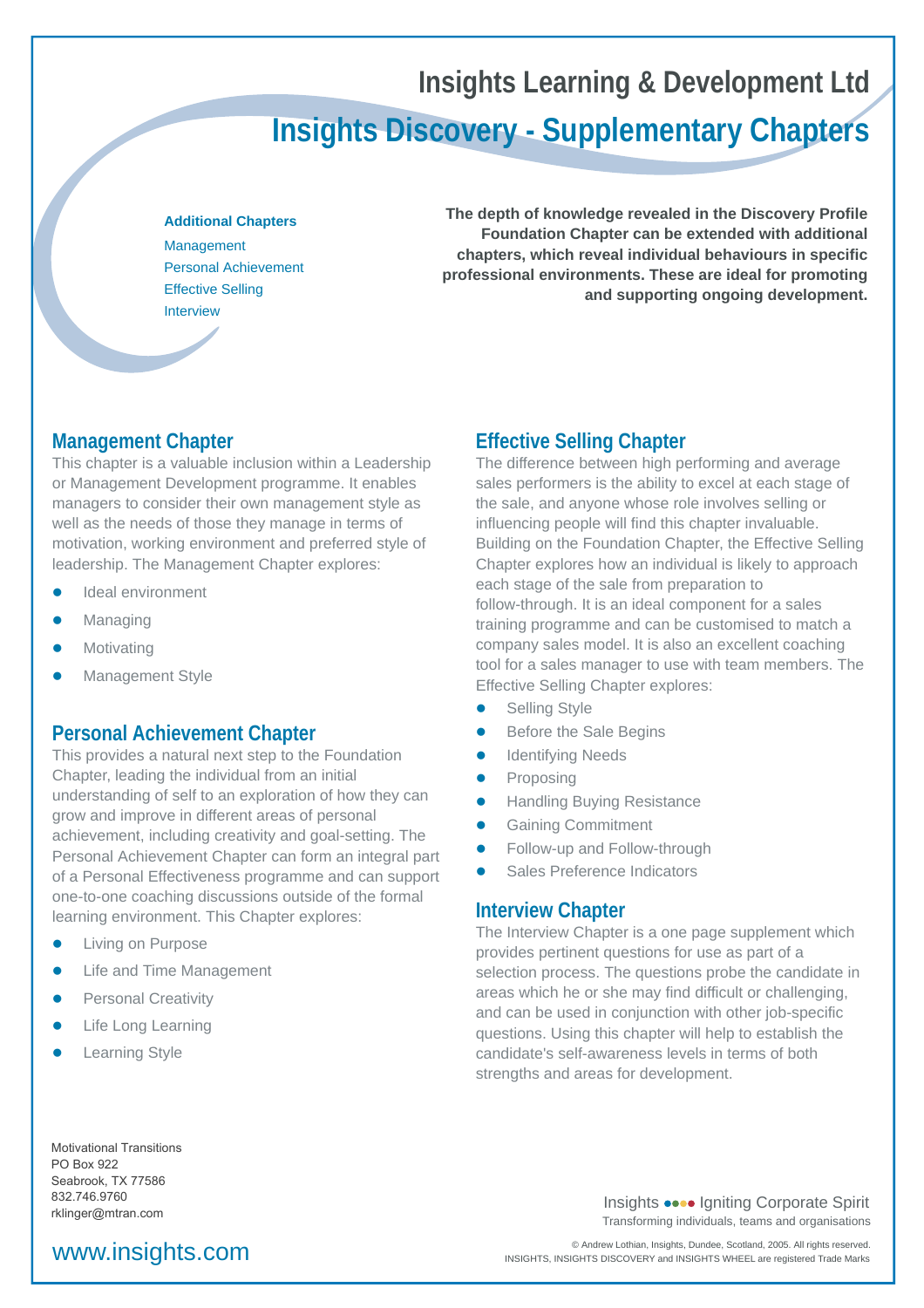# Insights Learning & Development Ltd

## Insights Discovery - Supplementary Chapters

**Additional Chapters**

- Management
- Personal Achievement
- Effective Selling
- Interview

**The depth of knowledge revealed in the Discovery Profile Foundation Chapter can be extended with additional chapters, which reveal individual behaviours in specific professional environments. These are ideal for promoting and supporting ongoing development.**

### Management Chapter

This chapter is a valuable inclusion within a Leadership or Management Development programme. It enables managers to consider their own management style as well as the needs of those they manage in terms of motivation, working environment and preferred style of leadership. The Management Chapter explores:

- Ideal environment
- Managing
- Motivating
- Management Style

### Personal Achievement Chapter

This provides a natural next step to the Foundation Chapter, leading the individual from an initial understanding of self to an exploration of how they can grow and improve in different areas of personal achievement, including creativity and goal-setting. The Personal Achievement Chapter can form an integral part of a Personal Effectiveness programme and can support one-to-one coaching discussions outside of the formal learning environment. This Chapter explores:

- Living on Purpose
- Life and Time Management
- Personal Creativity
- Life Long Learning
- Learning Style

### Effective Selling Chapter

The difference between high performing and average sales performers is the ability to excel at each stage of the sale, and anyone whose role involves selling or influencing people will find this chapter invaluable. Building on the Foundation Chapter, the Effective Selling Chapter explores how an individual is likely to approach each stage of the sale from preparation to follow-through. It is an ideal component for a sales training programme and can be customised to match a company sales model. It is also an excellent coaching tool for a sales manager to use with team members. The Effective Selling Chapter explores:

- Selling Style
- Before the Sale Begins
- Identifying Needs
- Proposing
- Handling Buying Resistance
- Gaining Commitment
- Follow-up and Follow-through
- Sales Preference Indicators

### Interview Chapter

The Interview Chapter is a one page supplement which provides pertinent questions for use as part of a selection process. The questions probe the candidate in areas which he or she may find difficult or challenging, and can be used in conjunction with other job-specific questions. Using this chapter will help to establish the candidate's self-awareness levels in terms of both strengths and areas for development.

Motivational Transitions
PO Box 922
Seabrook, TX 77586
832.746.9760
rklinger@mtran.com

www.insights.com

Insights •••• Igniting Corporate Spirit
Transforming individuals, teams and organisations

© Andrew Lothian, Insights, Dundee, Scotland, 2005. All rights reserved.
INSIGHTS, INSIGHTS DISCOVERY and INSIGHTS WHEEL are registered Trade Marks